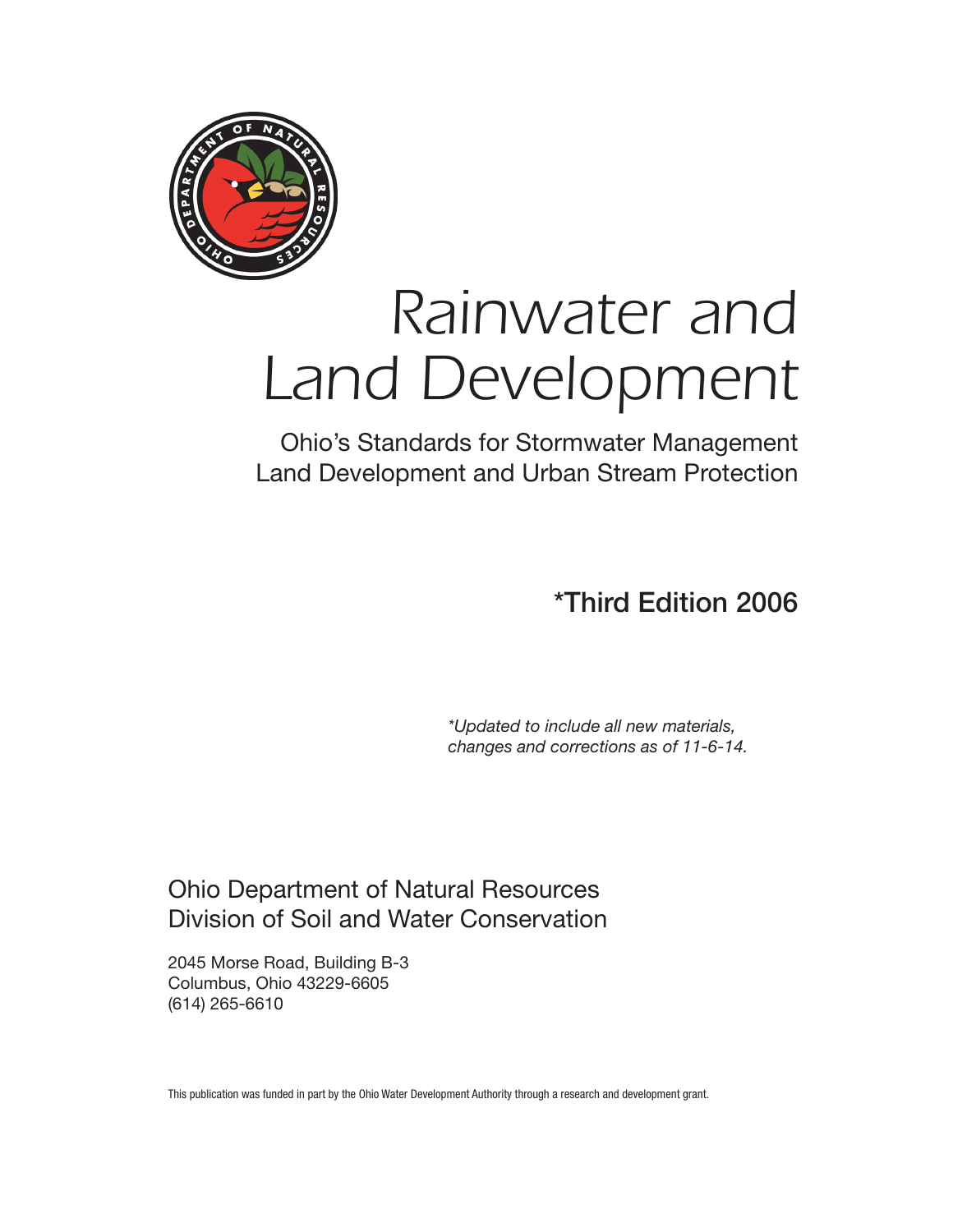# Rainwater and Land Development

## Ohio's Standards for Stormwater Management Land Development and Urban Stream Protection

**\*Third Edition 2006**

*\*Updated to include all new materials, changes and corrections as of 11-6-14.*

Ohio Department of Natural Resources
Division of Soil and Water Conservation

2045 Morse Road, Building B-3
Columbus, Ohio 43229-6605
(614) 265-6610

This publication was funded in part by the Ohio Water Development Authority through a research and development grant.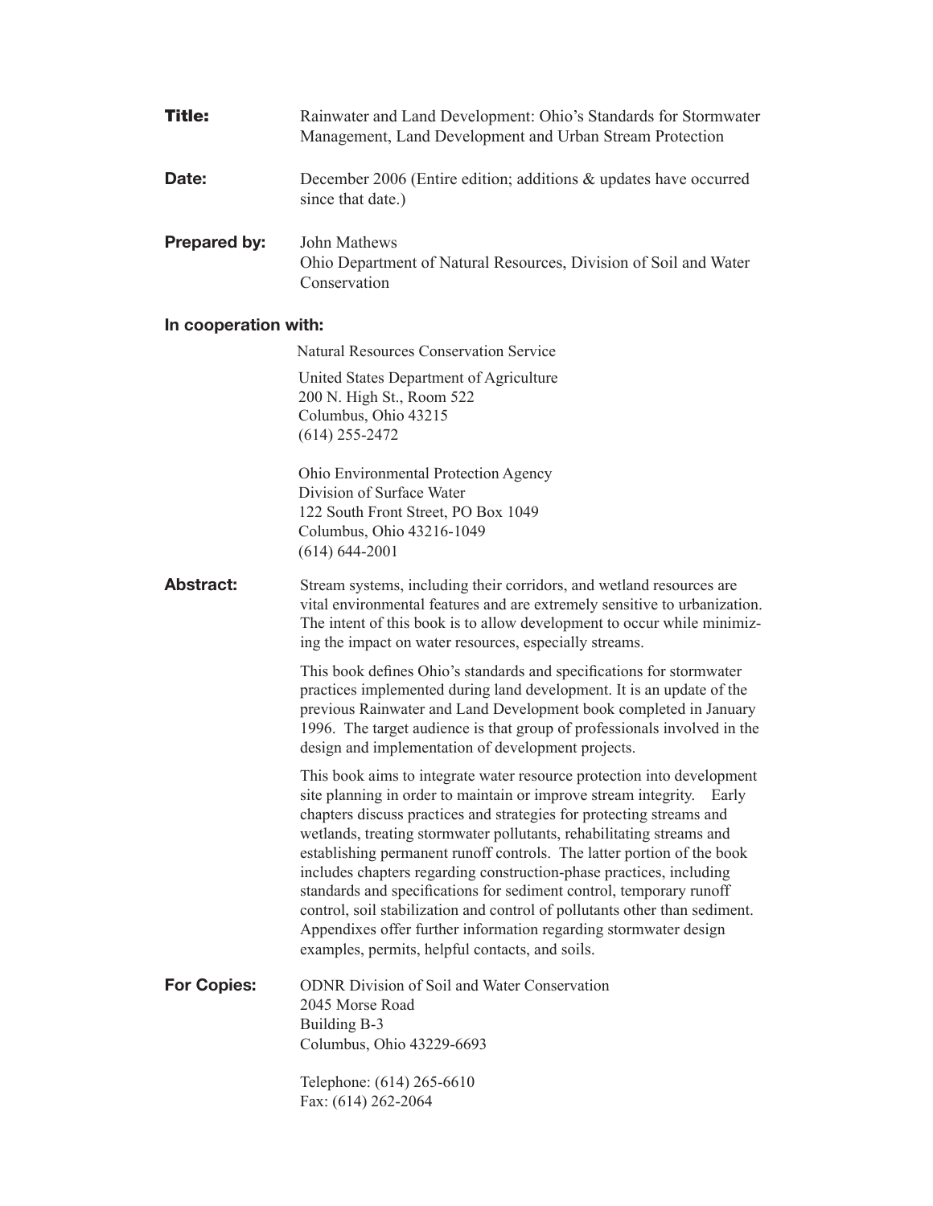**Title:** Rainwater and Land Development: Ohio's Standards for Stormwater Management, Land Development and Urban Stream Protection

**Date:** December 2006 (Entire edition; additions & updates have occurred since that date.)

**Prepared by:** John Mathews
Ohio Department of Natural Resources, Division of Soil and Water Conservation

**In cooperation with:**

Natural Resources Conservation Service

United States Department of Agriculture
200 N. High St., Room 522
Columbus, Ohio 43215
(614) 255-2472

Ohio Environmental Protection Agency
Division of Surface Water
122 South Front Street, PO Box 1049
Columbus, Ohio 43216-1049
(614) 644-2001

**Abstract:** Stream systems, including their corridors, and wetland resources are vital environmental features and are extremely sensitive to urbanization. The intent of this book is to allow development to occur while minimizing the impact on water resources, especially streams.

This book defines Ohio's standards and specifications for stormwater practices implemented during land development. It is an update of the previous Rainwater and Land Development book completed in January 1996. The target audience is that group of professionals involved in the design and implementation of development projects.

This book aims to integrate water resource protection into development site planning in order to maintain or improve stream integrity. Early chapters discuss practices and strategies for protecting streams and wetlands, treating stormwater pollutants, rehabilitating streams and establishing permanent runoff controls. The latter portion of the book includes chapters regarding construction-phase practices, including standards and specifications for sediment control, temporary runoff control, soil stabilization and control of pollutants other than sediment. Appendixes offer further information regarding stormwater design examples, permits, helpful contacts, and soils.

**For Copies:** ODNR Division of Soil and Water Conservation
2045 Morse Road
Building B-3
Columbus, Ohio 43229-6693

Telephone: (614) 265-6610
Fax: (614) 262-2064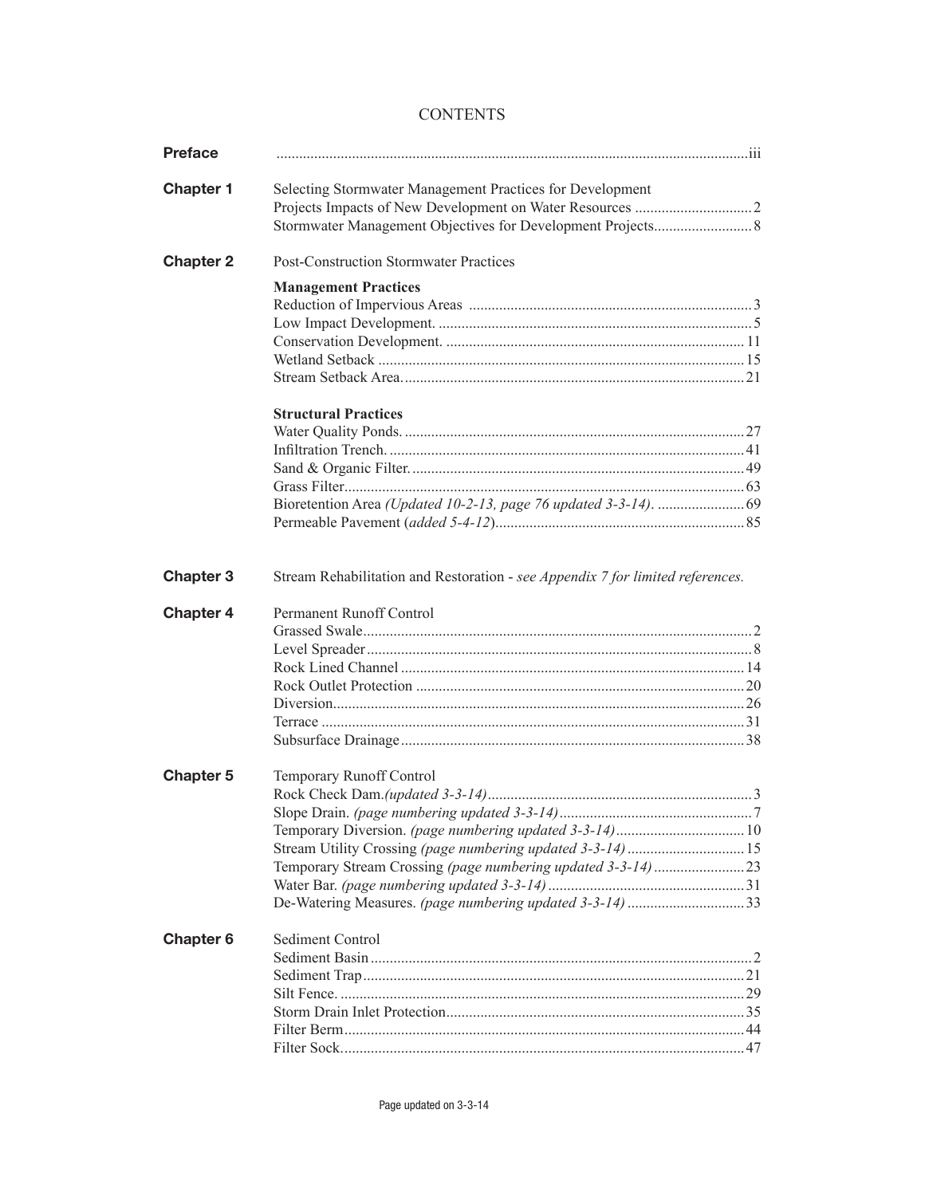# CONTENTS

| | | |
|---|---|---|
| **Preface** | | iii |
| **Chapter 1** | Selecting Stormwater Management Practices for Development | |
| | Projects Impacts of New Development on Water Resources | 2 |
| | Stormwater Management Objectives for Development Projects | 8 |
| **Chapter 2** | Post-Construction Stormwater Practices | |
| | **Management Practices** | |
| | Reduction of Impervious Areas | 3 |
| | Low Impact Development. | 5 |
| | Conservation Development. | 11 |
| | Wetland Setback | 15 |
| | Stream Setback Area. | 21 |
| | **Structural Practices** | |
| | Water Quality Ponds. | 27 |
| | Infiltration Trench. | 41 |
| | Sand & Organic Filter. | 49 |
| | Grass Filter | 63 |
| | Bioretention Area *(Updated 10-2-13, page 76 updated 3-3-14)*. | 69 |
| | Permeable Pavement (*added 5-4-12*) | 85 |
| **Chapter 3** | Stream Rehabilitation and Restoration - *see Appendix 7 for limited references.* | |
| **Chapter 4** | Permanent Runoff Control | |
| | Grassed Swale | 2 |
| | Level Spreader | 8 |
| | Rock Lined Channel | 14 |
| | Rock Outlet Protection | 20 |
| | Diversion | 26 |
| | Terrace | 31 |
| | Subsurface Drainage | 38 |
| **Chapter 5** | Temporary Runoff Control | |
| | Rock Check Dam.*(updated 3-3-14)* | 3 |
| | Slope Drain. *(page numbering updated 3-3-14)* | 7 |
| | Temporary Diversion. *(page numbering updated 3-3-14)* | 10 |
| | Stream Utility Crossing *(page numbering updated 3-3-14)* | 15 |
| | Temporary Stream Crossing *(page numbering updated 3-3-14)* | 23 |
| | Water Bar. *(page numbering updated 3-3-14)* | 31 |
| | De-Watering Measures. *(page numbering updated 3-3-14)* | 33 |
| **Chapter 6** | Sediment Control | |
| | Sediment Basin | 2 |
| | Sediment Trap | 21 |
| | Silt Fence. | 29 |
| | Storm Drain Inlet Protection | 35 |
| | Filter Berm | 44 |
| | Filter Sock. | 47 |

Page updated on 3-3-14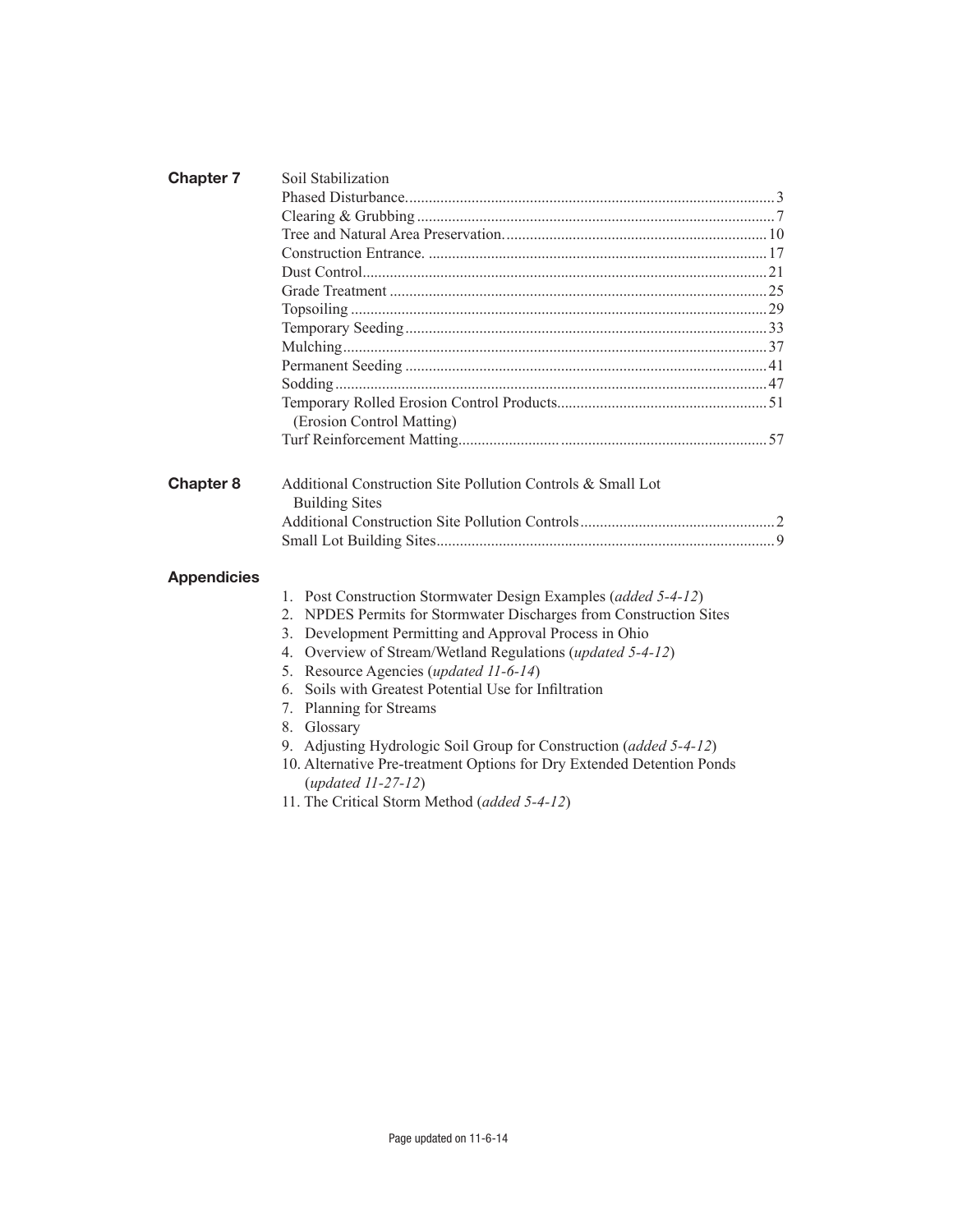**Chapter 7** Soil Stabilization

| | |
|---|---|
| Phased Disturbance | 3 |
| Clearing & Grubbing | 7 |
| Tree and Natural Area Preservation | 10 |
| Construction Entrance. | 17 |
| Dust Control | 21 |
| Grade Treatment | 25 |
| Topsoiling | 29 |
| Temporary Seeding | 33 |
| Mulching | 37 |
| Permanent Seeding | 41 |
| Sodding | 47 |
| Temporary Rolled Erosion Control Products (Erosion Control Matting) | 51 |
| Turf Reinforcement Matting | 57 |

**Chapter 8** Additional Construction Site Pollution Controls & Small Lot Building Sites

| | |
|---|---|
| Additional Construction Site Pollution Controls | 2 |
| Small Lot Building Sites | 9 |

**Appendicies**

1. Post Construction Stormwater Design Examples (*added 5-4-12*)
2. NPDES Permits for Stormwater Discharges from Construction Sites
3. Development Permitting and Approval Process in Ohio
4. Overview of Stream/Wetland Regulations (*updated 5-4-12*)
5. Resource Agencies (*updated 11-6-14*)
6. Soils with Greatest Potential Use for Infiltration
7. Planning for Streams
8. Glossary
9. Adjusting Hydrologic Soil Group for Construction (*added 5-4-12*)
10. Alternative Pre-treatment Options for Dry Extended Detention Ponds (*updated 11-27-12*)
11. The Critical Storm Method (*added 5-4-12*)

Page updated on 11-6-14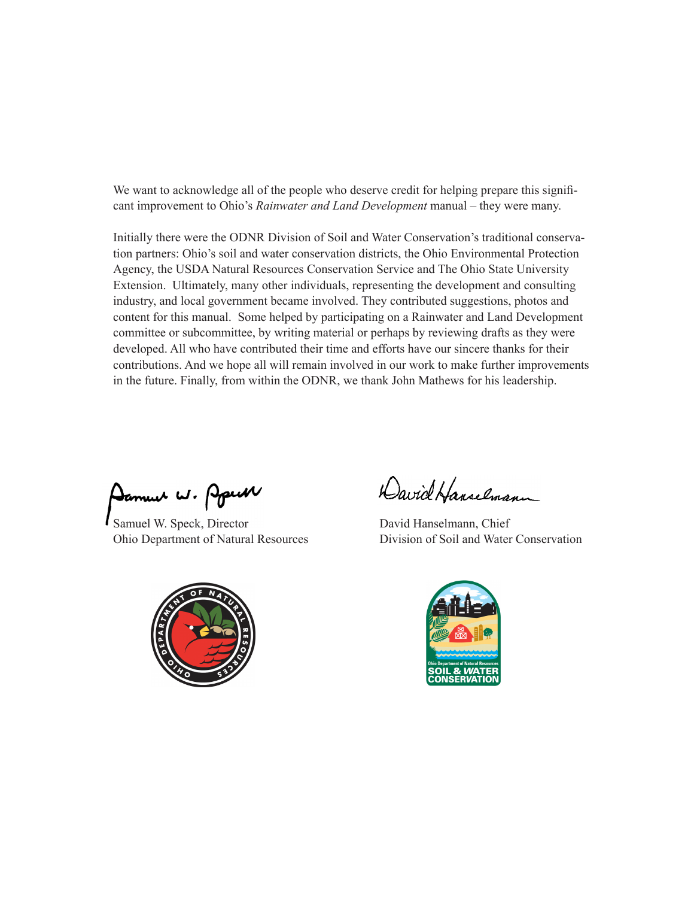We want to acknowledge all of the people who deserve credit for helping prepare this significant improvement to Ohio's *Rainwater and Land Development* manual – they were many.

Initially there were the ODNR Division of Soil and Water Conservation's traditional conservation partners: Ohio's soil and water conservation districts, the Ohio Environmental Protection Agency, the USDA Natural Resources Conservation Service and The Ohio State University Extension. Ultimately, many other individuals, representing the development and consulting industry, and local government became involved. They contributed suggestions, photos and content for this manual. Some helped by participating on a Rainwater and Land Development committee or subcommittee, by writing material or perhaps by reviewing drafts as they were developed. All who have contributed their time and efforts have our sincere thanks for their contributions. And we hope all will remain involved in our work to make further improvements in the future. Finally, from within the ODNR, we thank John Mathews for his leadership.

Samuel W. Speck, Director
Ohio Department of Natural Resources

David Hanselmann, Chief
Division of Soil and Water Conservation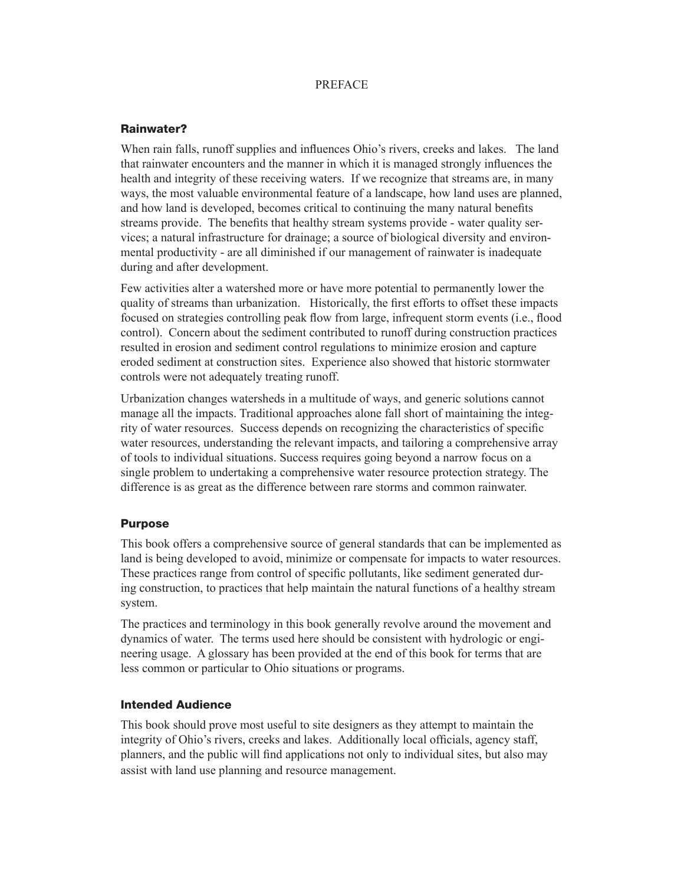# PREFACE

## Rainwater?

When rain falls, runoff supplies and influences Ohio's rivers, creeks and lakes. The land that rainwater encounters and the manner in which it is managed strongly influences the health and integrity of these receiving waters. If we recognize that streams are, in many ways, the most valuable environmental feature of a landscape, how land uses are planned, and how land is developed, becomes critical to continuing the many natural benefits streams provide. The benefits that healthy stream systems provide - water quality services; a natural infrastructure for drainage; a source of biological diversity and environmental productivity - are all diminished if our management of rainwater is inadequate during and after development.

Few activities alter a watershed more or have more potential to permanently lower the quality of streams than urbanization. Historically, the first efforts to offset these impacts focused on strategies controlling peak flow from large, infrequent storm events (i.e., flood control). Concern about the sediment contributed to runoff during construction practices resulted in erosion and sediment control regulations to minimize erosion and capture eroded sediment at construction sites. Experience also showed that historic stormwater controls were not adequately treating runoff.

Urbanization changes watersheds in a multitude of ways, and generic solutions cannot manage all the impacts. Traditional approaches alone fall short of maintaining the integrity of water resources. Success depends on recognizing the characteristics of specific water resources, understanding the relevant impacts, and tailoring a comprehensive array of tools to individual situations. Success requires going beyond a narrow focus on a single problem to undertaking a comprehensive water resource protection strategy. The difference is as great as the difference between rare storms and common rainwater.

## Purpose

This book offers a comprehensive source of general standards that can be implemented as land is being developed to avoid, minimize or compensate for impacts to water resources. These practices range from control of specific pollutants, like sediment generated during construction, to practices that help maintain the natural functions of a healthy stream system.

The practices and terminology in this book generally revolve around the movement and dynamics of water. The terms used here should be consistent with hydrologic or engineering usage. A glossary has been provided at the end of this book for terms that are less common or particular to Ohio situations or programs.

## Intended Audience

This book should prove most useful to site designers as they attempt to maintain the integrity of Ohio's rivers, creeks and lakes. Additionally local officials, agency staff, planners, and the public will find applications not only to individual sites, but also may assist with land use planning and resource management.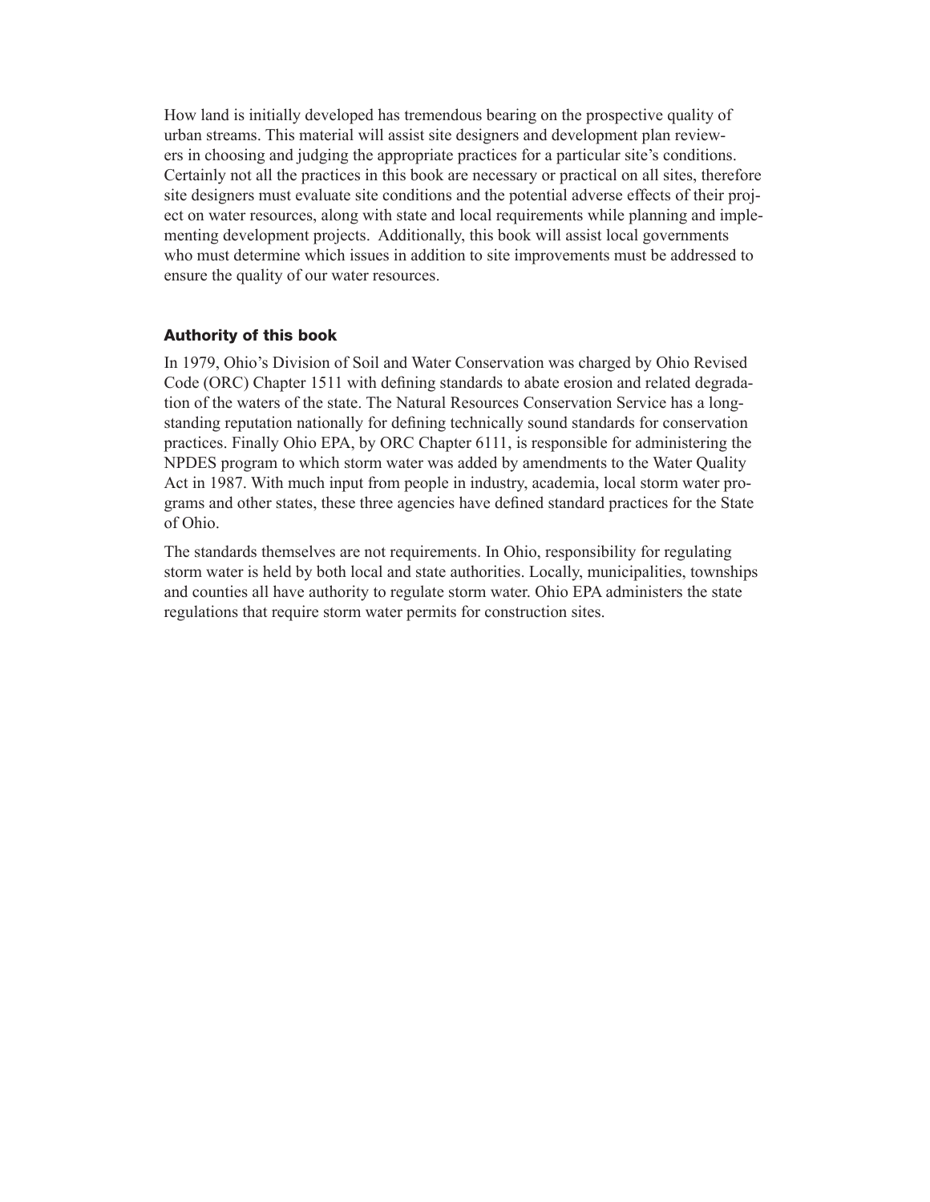How land is initially developed has tremendous bearing on the prospective quality of urban streams. This material will assist site designers and development plan reviewers in choosing and judging the appropriate practices for a particular site's conditions. Certainly not all the practices in this book are necessary or practical on all sites, therefore site designers must evaluate site conditions and the potential adverse effects of their project on water resources, along with state and local requirements while planning and implementing development projects. Additionally, this book will assist local governments who must determine which issues in addition to site improvements must be addressed to ensure the quality of our water resources.

## Authority of this book

In 1979, Ohio's Division of Soil and Water Conservation was charged by Ohio Revised Code (ORC) Chapter 1511 with defining standards to abate erosion and related degradation of the waters of the state. The Natural Resources Conservation Service has a long-standing reputation nationally for defining technically sound standards for conservation practices. Finally Ohio EPA, by ORC Chapter 6111, is responsible for administering the NPDES program to which storm water was added by amendments to the Water Quality Act in 1987. With much input from people in industry, academia, local storm water programs and other states, these three agencies have defined standard practices for the State of Ohio.

The standards themselves are not requirements. In Ohio, responsibility for regulating storm water is held by both local and state authorities. Locally, municipalities, townships and counties all have authority to regulate storm water. Ohio EPA administers the state regulations that require storm water permits for construction sites.